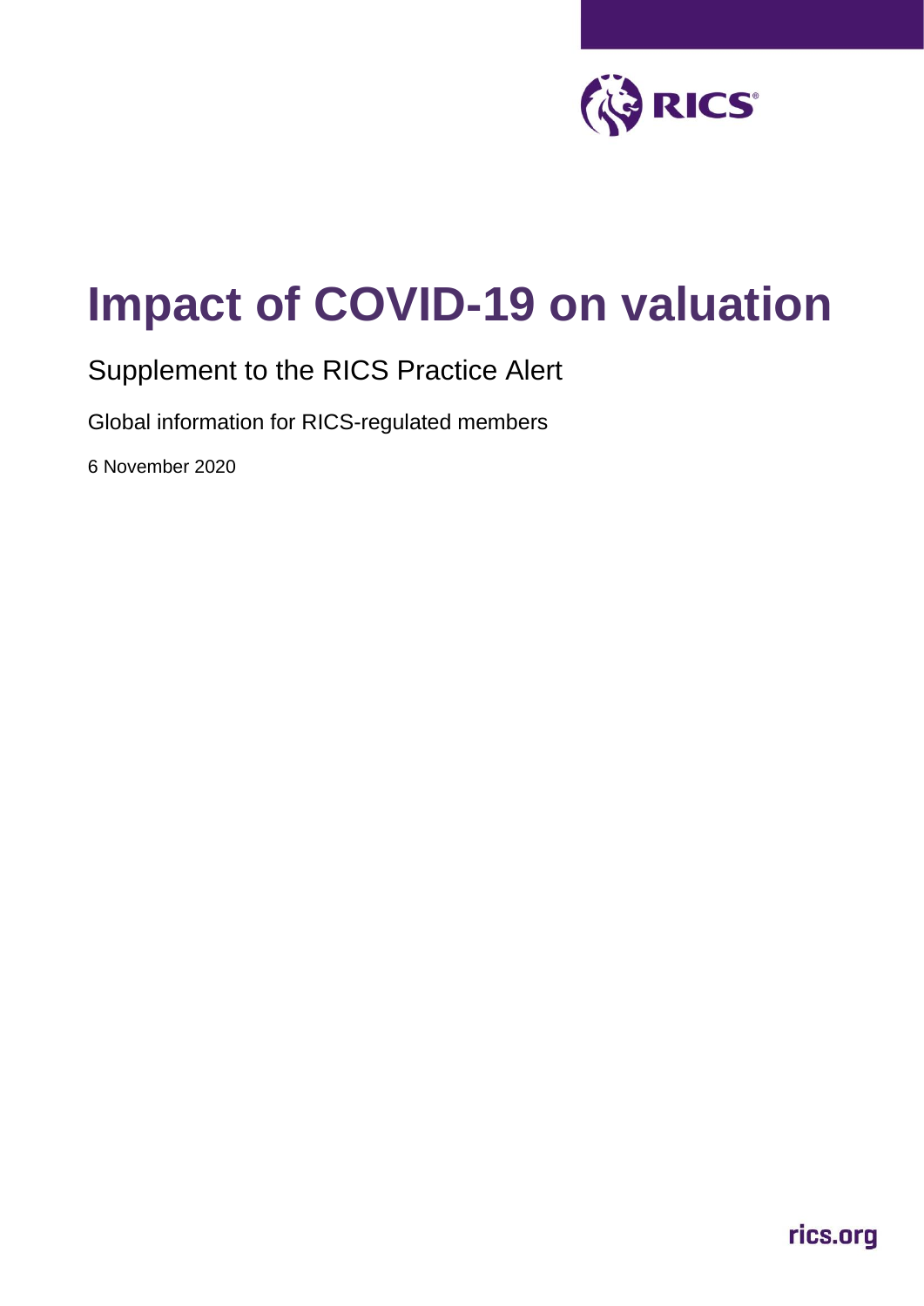RICS

# Impact of COVID-19 on valuation

## Supplement to the RICS Practice Alert

Global information for RICS-regulated members

6 November 2020

rics.org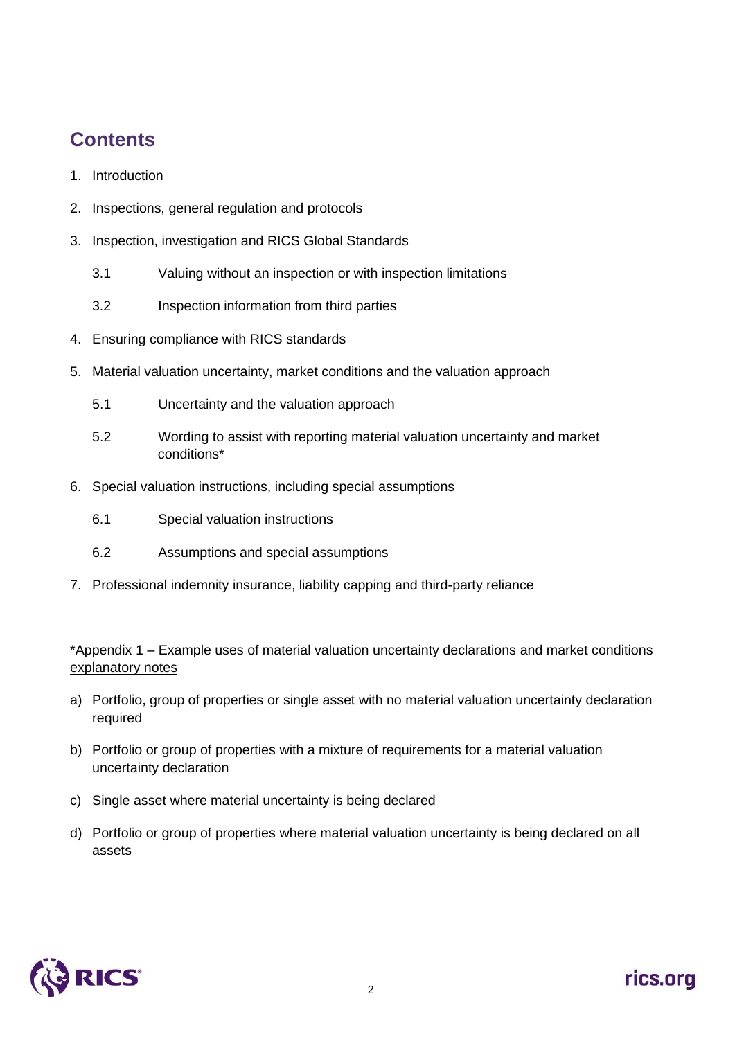## Contents

1. Introduction
2. Inspections, general regulation and protocols
3. Inspection, investigation and RICS Global Standards
   - 3.1 Valuing without an inspection or with inspection limitations
   - 3.2 Inspection information from third parties
4. Ensuring compliance with RICS standards
5. Material valuation uncertainty, market conditions and the valuation approach
   - 5.1 Uncertainty and the valuation approach
   - 5.2 Wording to assist with reporting material valuation uncertainty and market conditions*
6. Special valuation instructions, including special assumptions
   - 6.1 Special valuation instructions
   - 6.2 Assumptions and special assumptions
7. Professional indemnity insurance, liability capping and third-party reliance

*Appendix 1 – Example uses of material valuation uncertainty declarations and market conditions explanatory notes

a) Portfolio, group of properties or single asset with no material valuation uncertainty declaration required

b) Portfolio or group of properties with a mixture of requirements for a material valuation uncertainty declaration

c) Single asset where material uncertainty is being declared

d) Portfolio or group of properties where material valuation uncertainty is being declared on all assets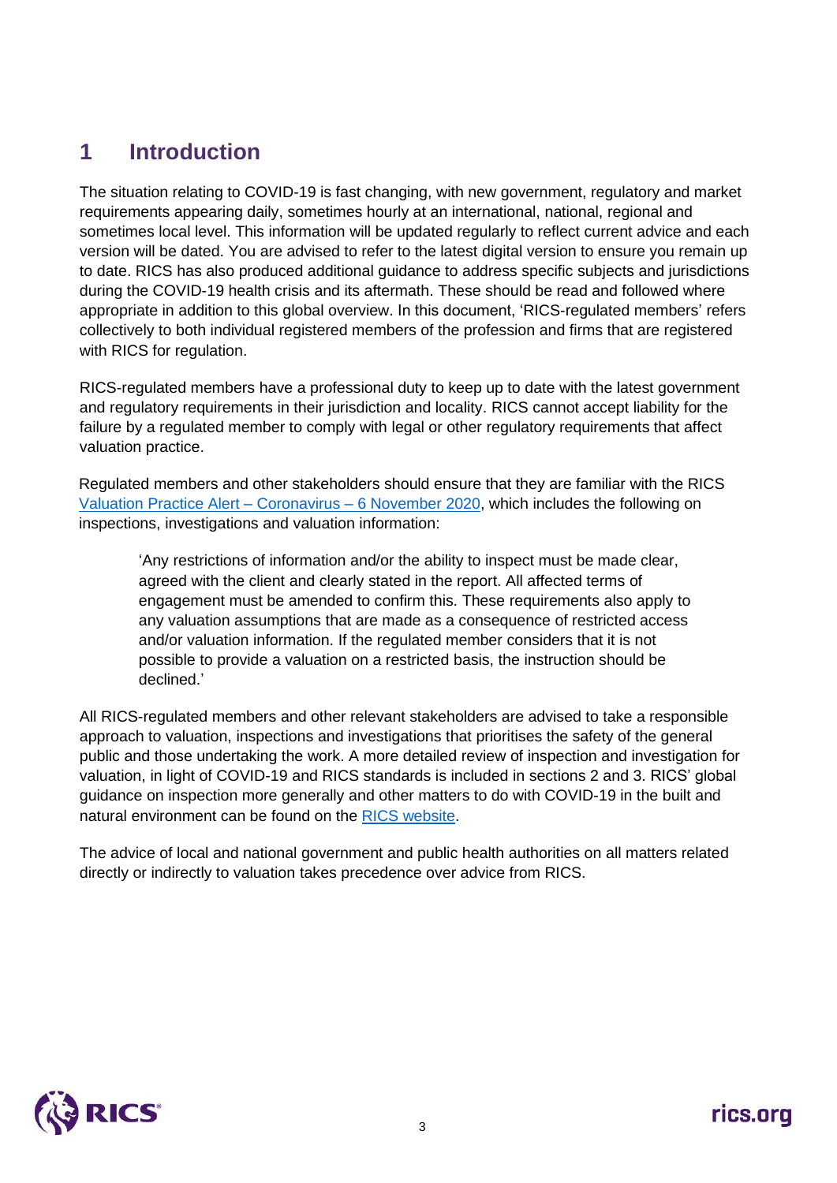# 1 Introduction

The situation relating to COVID-19 is fast changing, with new government, regulatory and market requirements appearing daily, sometimes hourly at an international, national, regional and sometimes local level. This information will be updated regularly to reflect current advice and each version will be dated. You are advised to refer to the latest digital version to ensure you remain up to date. RICS has also produced additional guidance to address specific subjects and jurisdictions during the COVID-19 health crisis and its aftermath. These should be read and followed where appropriate in addition to this global overview. In this document, 'RICS-regulated members' refers collectively to both individual registered members of the profession and firms that are registered with RICS for regulation.

RICS-regulated members have a professional duty to keep up to date with the latest government and regulatory requirements in their jurisdiction and locality. RICS cannot accept liability for the failure by a regulated member to comply with legal or other regulatory requirements that affect valuation practice.

Regulated members and other stakeholders should ensure that they are familiar with the RICS Valuation Practice Alert – Coronavirus – 6 November 2020, which includes the following on inspections, investigations and valuation information:

> 'Any restrictions of information and/or the ability to inspect must be made clear, agreed with the client and clearly stated in the report. All affected terms of engagement must be amended to confirm this. These requirements also apply to any valuation assumptions that are made as a consequence of restricted access and/or valuation information. If the regulated member considers that it is not possible to provide a valuation on a restricted basis, the instruction should be declined.'

All RICS-regulated members and other relevant stakeholders are advised to take a responsible approach to valuation, inspections and investigations that prioritises the safety of the general public and those undertaking the work. A more detailed review of inspection and investigation for valuation, in light of COVID-19 and RICS standards is included in sections 2 and 3. RICS' global guidance on inspection more generally and other matters to do with COVID-19 in the built and natural environment can be found on the RICS website.

The advice of local and national government and public health authorities on all matters related directly or indirectly to valuation takes precedence over advice from RICS.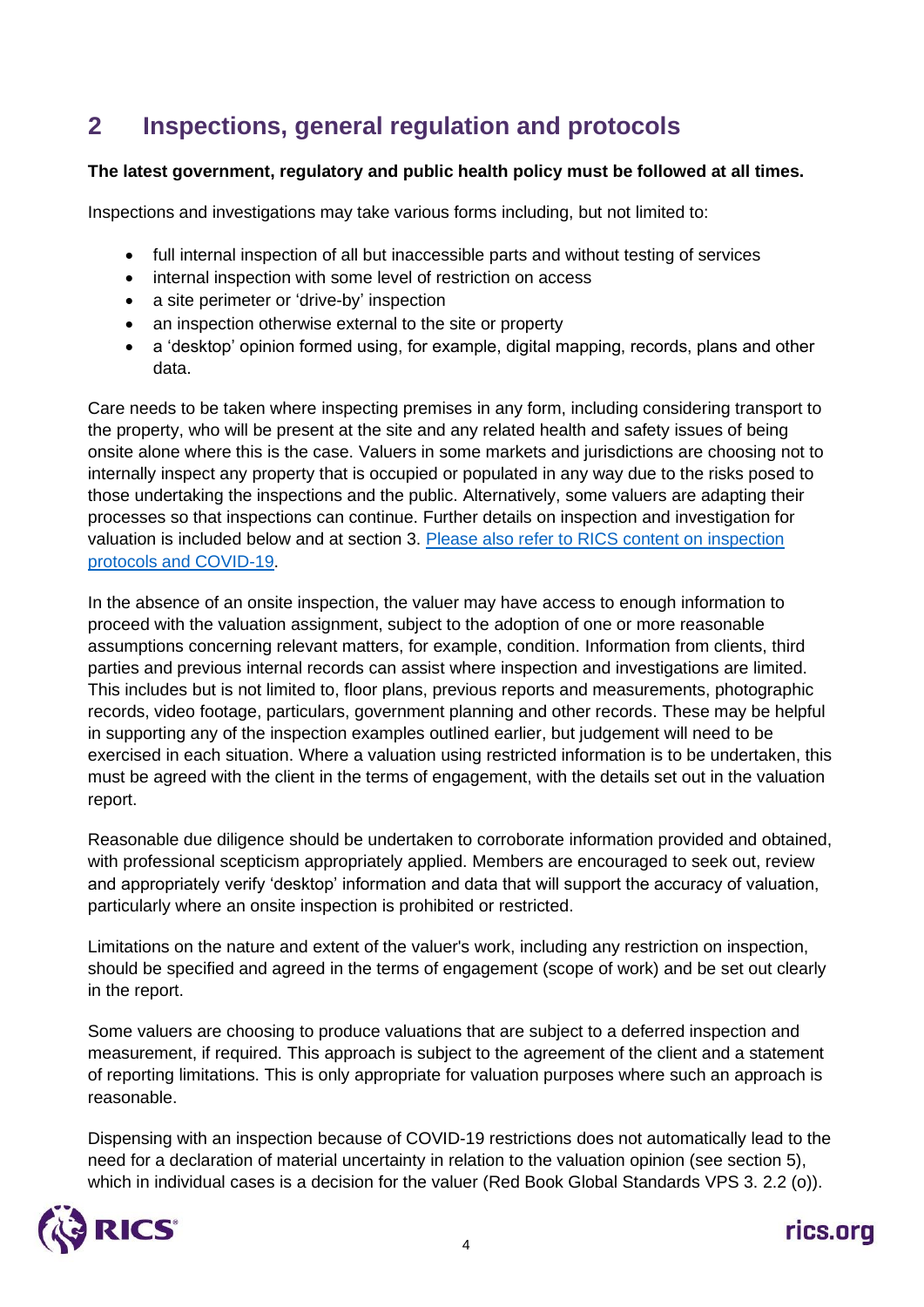## 2 Inspections, general regulation and protocols

**The latest government, regulatory and public health policy must be followed at all times.**

Inspections and investigations may take various forms including, but not limited to:

- full internal inspection of all but inaccessible parts and without testing of services
- internal inspection with some level of restriction on access
- a site perimeter or 'drive-by' inspection
- an inspection otherwise external to the site or property
- a 'desktop' opinion formed using, for example, digital mapping, records, plans and other data.

Care needs to be taken where inspecting premises in any form, including considering transport to the property, who will be present at the site and any related health and safety issues of being onsite alone where this is the case. Valuers in some markets and jurisdictions are choosing not to internally inspect any property that is occupied or populated in any way due to the risks posed to those undertaking the inspections and the public. Alternatively, some valuers are adapting their processes so that inspections can continue. Further details on inspection and investigation for valuation is included below and at section 3. Please also refer to RICS content on inspection protocols and COVID-19.

In the absence of an onsite inspection, the valuer may have access to enough information to proceed with the valuation assignment, subject to the adoption of one or more reasonable assumptions concerning relevant matters, for example, condition. Information from clients, third parties and previous internal records can assist where inspection and investigations are limited. This includes but is not limited to, floor plans, previous reports and measurements, photographic records, video footage, particulars, government planning and other records. These may be helpful in supporting any of the inspection examples outlined earlier, but judgement will need to be exercised in each situation. Where a valuation using restricted information is to be undertaken, this must be agreed with the client in the terms of engagement, with the details set out in the valuation report.

Reasonable due diligence should be undertaken to corroborate information provided and obtained, with professional scepticism appropriately applied. Members are encouraged to seek out, review and appropriately verify 'desktop' information and data that will support the accuracy of valuation, particularly where an onsite inspection is prohibited or restricted.

Limitations on the nature and extent of the valuer's work, including any restriction on inspection, should be specified and agreed in the terms of engagement (scope of work) and be set out clearly in the report.

Some valuers are choosing to produce valuations that are subject to a deferred inspection and measurement, if required. This approach is subject to the agreement of the client and a statement of reporting limitations. This is only appropriate for valuation purposes where such an approach is reasonable.

Dispensing with an inspection because of COVID-19 restrictions does not automatically lead to the need for a declaration of material uncertainty in relation to the valuation opinion (see section 5), which in individual cases is a decision for the valuer (Red Book Global Standards VPS 3. 2.2 (o)).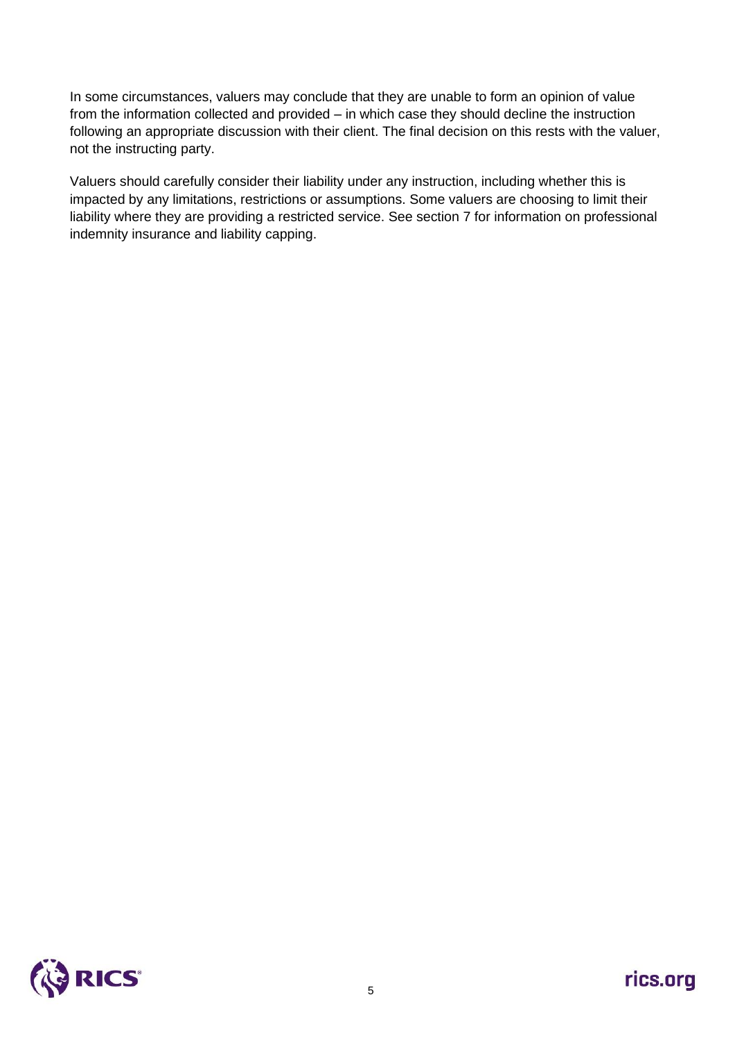In some circumstances, valuers may conclude that they are unable to form an opinion of value from the information collected and provided – in which case they should decline the instruction following an appropriate discussion with their client. The final decision on this rests with the valuer, not the instructing party.

Valuers should carefully consider their liability under any instruction, including whether this is impacted by any limitations, restrictions or assumptions. Some valuers are choosing to limit their liability where they are providing a restricted service. See section 7 for information on professional indemnity insurance and liability capping.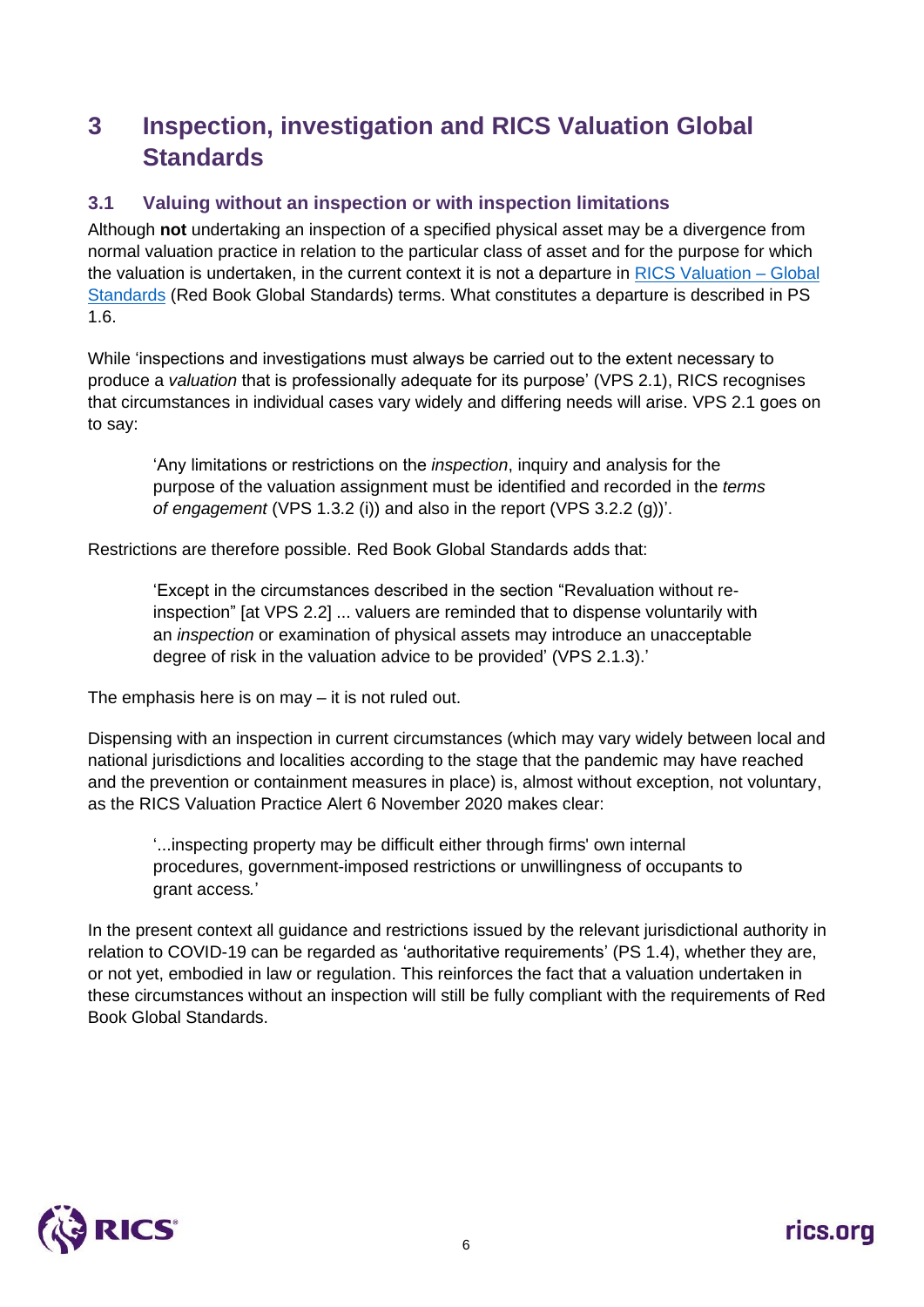# 3 Inspection, investigation and RICS Valuation Global Standards

## 3.1 Valuing without an inspection or with inspection limitations

Although **not** undertaking an inspection of a specified physical asset may be a divergence from normal valuation practice in relation to the particular class of asset and for the purpose for which the valuation is undertaken, in the current context it is not a departure in [RICS Valuation – Global Standards](RICS Valuation – Global Standards) (Red Book Global Standards) terms. What constitutes a departure is described in PS 1.6.

While 'inspections and investigations must always be carried out to the extent necessary to produce a *valuation* that is professionally adequate for its purpose' (VPS 2.1), RICS recognises that circumstances in individual cases vary widely and differing needs will arise. VPS 2.1 goes on to say:

> 'Any limitations or restrictions on the *inspection*, inquiry and analysis for the purpose of the valuation assignment must be identified and recorded in the *terms of engagement* (VPS 1.3.2 (i)) and also in the report (VPS 3.2.2 (g))'.

Restrictions are therefore possible. Red Book Global Standards adds that:

> 'Except in the circumstances described in the section "Revaluation without re-inspection" [at VPS 2.2] ... valuers are reminded that to dispense voluntarily with an *inspection* or examination of physical assets may introduce an unacceptable degree of risk in the valuation advice to be provided' (VPS 2.1.3).'

The emphasis here is on may – it is not ruled out.

Dispensing with an inspection in current circumstances (which may vary widely between local and national jurisdictions and localities according to the stage that the pandemic may have reached and the prevention or containment measures in place) is, almost without exception, not voluntary, as the RICS Valuation Practice Alert 6 November 2020 makes clear:

> '...inspecting property may be difficult either through firms' own internal procedures, government-imposed restrictions or unwillingness of occupants to grant access.'

In the present context all guidance and restrictions issued by the relevant jurisdictional authority in relation to COVID-19 can be regarded as 'authoritative requirements' (PS 1.4), whether they are, or not yet, embodied in law or regulation. This reinforces the fact that a valuation undertaken in these circumstances without an inspection will still be fully compliant with the requirements of Red Book Global Standards.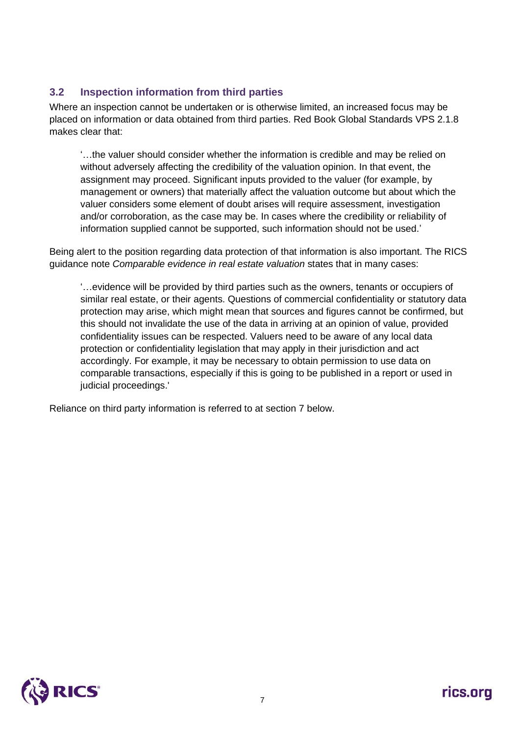### 3.2 Inspection information from third parties

Where an inspection cannot be undertaken or is otherwise limited, an increased focus may be placed on information or data obtained from third parties. Red Book Global Standards VPS 2.1.8 makes clear that:

> '…the valuer should consider whether the information is credible and may be relied on without adversely affecting the credibility of the valuation opinion. In that event, the assignment may proceed. Significant inputs provided to the valuer (for example, by management or owners) that materially affect the valuation outcome but about which the valuer considers some element of doubt arises will require assessment, investigation and/or corroboration, as the case may be. In cases where the credibility or reliability of information supplied cannot be supported, such information should not be used.'

Being alert to the position regarding data protection of that information is also important. The RICS guidance note *Comparable evidence in real estate valuation* states that in many cases:

> '…evidence will be provided by third parties such as the owners, tenants or occupiers of similar real estate, or their agents. Questions of commercial confidentiality or statutory data protection may arise, which might mean that sources and figures cannot be confirmed, but this should not invalidate the use of the data in arriving at an opinion of value, provided confidentiality issues can be respected. Valuers need to be aware of any local data protection or confidentiality legislation that may apply in their jurisdiction and act accordingly. For example, it may be necessary to obtain permission to use data on comparable transactions, especially if this is going to be published in a report or used in judicial proceedings.'

Reliance on third party information is referred to at section 7 below.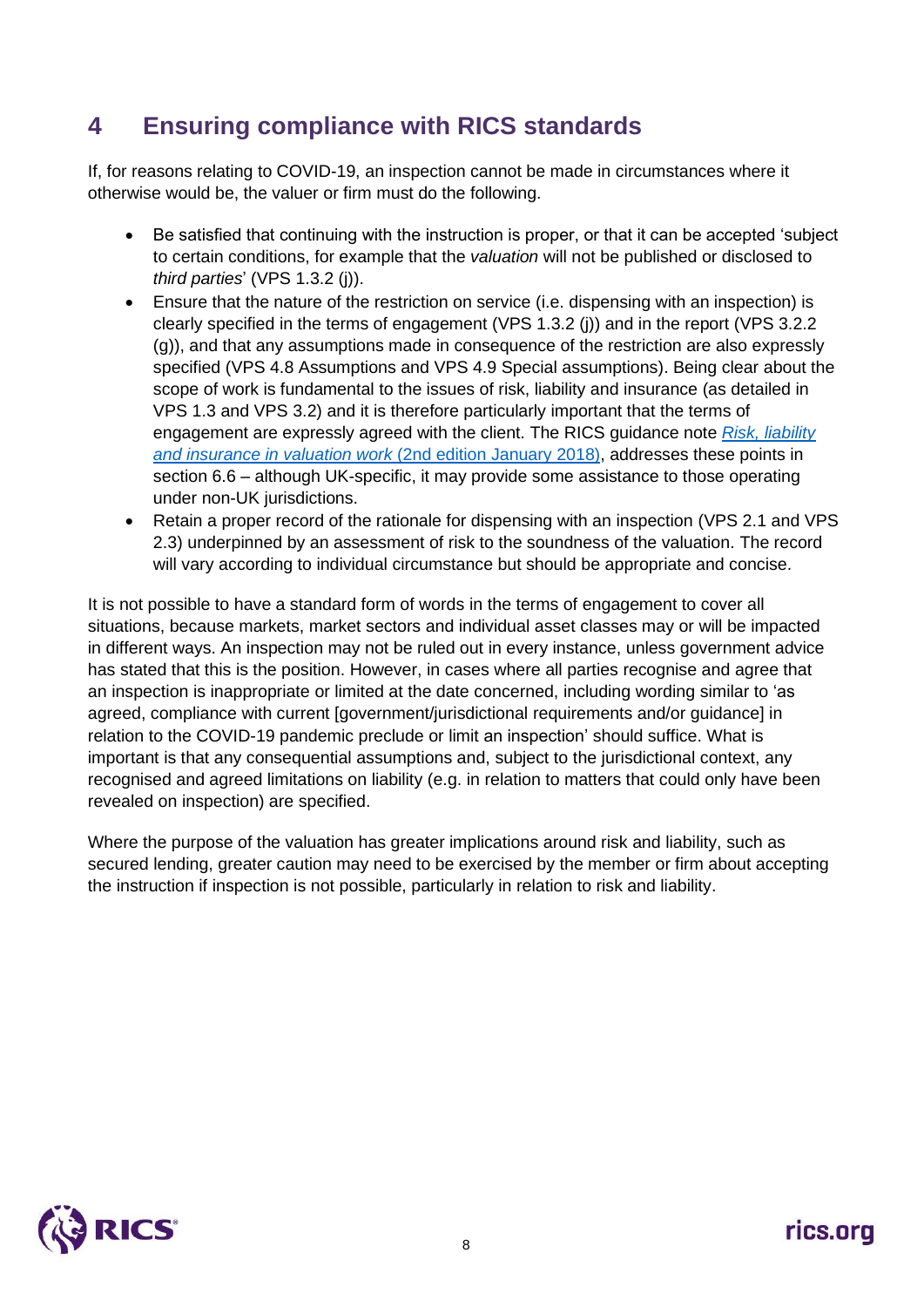## 4 Ensuring compliance with RICS standards

If, for reasons relating to COVID-19, an inspection cannot be made in circumstances where it otherwise would be, the valuer or firm must do the following.

- Be satisfied that continuing with the instruction is proper, or that it can be accepted 'subject to certain conditions, for example that the *valuation* will not be published or disclosed to *third parties*' (VPS 1.3.2 (j)).
- Ensure that the nature of the restriction on service (i.e. dispensing with an inspection) is clearly specified in the terms of engagement (VPS 1.3.2 (j)) and in the report (VPS 3.2.2 (g)), and that any assumptions made in consequence of the restriction are also expressly specified (VPS 4.8 Assumptions and VPS 4.9 Special assumptions). Being clear about the scope of work is fundamental to the issues of risk, liability and insurance (as detailed in VPS 1.3 and VPS 3.2) and it is therefore particularly important that the terms of engagement are expressly agreed with the client. The RICS guidance note *Risk, liability and insurance in valuation work* (2nd edition January 2018), addresses these points in section 6.6 – although UK-specific, it may provide some assistance to those operating under non-UK jurisdictions.
- Retain a proper record of the rationale for dispensing with an inspection (VPS 2.1 and VPS 2.3) underpinned by an assessment of risk to the soundness of the valuation. The record will vary according to individual circumstance but should be appropriate and concise.

It is not possible to have a standard form of words in the terms of engagement to cover all situations, because markets, market sectors and individual asset classes may or will be impacted in different ways. An inspection may not be ruled out in every instance, unless government advice has stated that this is the position. However, in cases where all parties recognise and agree that an inspection is inappropriate or limited at the date concerned, including wording similar to 'as agreed, compliance with current [government/jurisdictional requirements and/or guidance] in relation to the COVID-19 pandemic preclude or limit an inspection' should suffice. What is important is that any consequential assumptions and, subject to the jurisdictional context, any recognised and agreed limitations on liability (e.g. in relation to matters that could only have been revealed on inspection) are specified.

Where the purpose of the valuation has greater implications around risk and liability, such as secured lending, greater caution may need to be exercised by the member or firm about accepting the instruction if inspection is not possible, particularly in relation to risk and liability.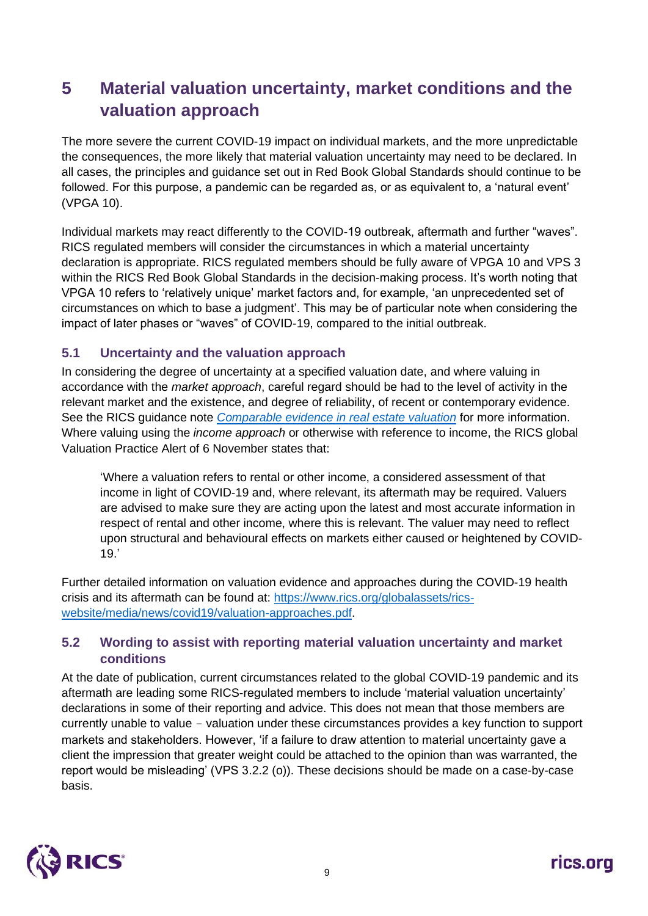# 5 Material valuation uncertainty, market conditions and the valuation approach

The more severe the current COVID-19 impact on individual markets, and the more unpredictable the consequences, the more likely that material valuation uncertainty may need to be declared. In all cases, the principles and guidance set out in Red Book Global Standards should continue to be followed. For this purpose, a pandemic can be regarded as, or as equivalent to, a 'natural event' (VPGA 10).

Individual markets may react differently to the COVID-19 outbreak, aftermath and further "waves". RICS regulated members will consider the circumstances in which a material uncertainty declaration is appropriate. RICS regulated members should be fully aware of VPGA 10 and VPS 3 within the RICS Red Book Global Standards in the decision-making process. It's worth noting that VPGA 10 refers to 'relatively unique' market factors and, for example, 'an unprecedented set of circumstances on which to base a judgment'. This may be of particular note when considering the impact of later phases or "waves" of COVID-19, compared to the initial outbreak.

## 5.1 Uncertainty and the valuation approach

In considering the degree of uncertainty at a specified valuation date, and where valuing in accordance with the *market approach*, careful regard should be had to the level of activity in the relevant market and the existence, and degree of reliability, of recent or contemporary evidence. See the RICS guidance note *Comparable evidence in real estate valuation* for more information. Where valuing using the *income approach* or otherwise with reference to income, the RICS global Valuation Practice Alert of 6 November states that:

> 'Where a valuation refers to rental or other income, a considered assessment of that income in light of COVID-19 and, where relevant, its aftermath may be required. Valuers are advised to make sure they are acting upon the latest and most accurate information in respect of rental and other income, where this is relevant. The valuer may need to reflect upon structural and behavioural effects on markets either caused or heightened by COVID-19.'

Further detailed information on valuation evidence and approaches during the COVID-19 health crisis and its aftermath can be found at: https://www.rics.org/globalassets/rics-website/media/news/covid19/valuation-approaches.pdf.

## 5.2 Wording to assist with reporting material valuation uncertainty and market conditions

At the date of publication, current circumstances related to the global COVID-19 pandemic and its aftermath are leading some RICS-regulated members to include 'material valuation uncertainty' declarations in some of their reporting and advice. This does not mean that those members are currently unable to value – valuation under these circumstances provides a key function to support markets and stakeholders. However, 'if a failure to draw attention to material uncertainty gave a client the impression that greater weight could be attached to the opinion than was warranted, the report would be misleading' (VPS 3.2.2 (o)). These decisions should be made on a case-by-case basis.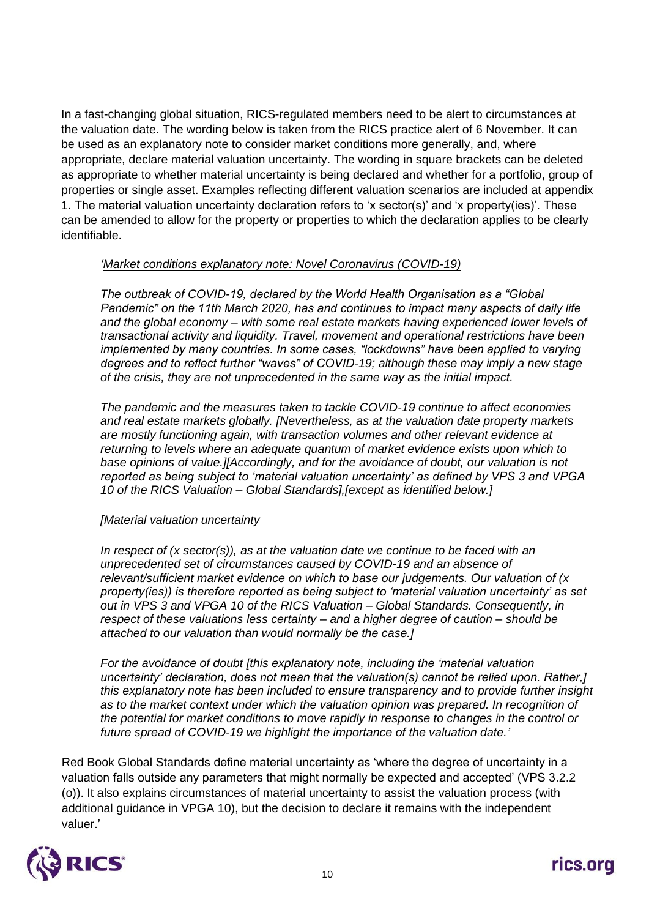In a fast-changing global situation, RICS-regulated members need to be alert to circumstances at the valuation date. The wording below is taken from the RICS practice alert of 6 November. It can be used as an explanatory note to consider market conditions more generally, and, where appropriate, declare material valuation uncertainty. The wording in square brackets can be deleted as appropriate to whether material uncertainty is being declared and whether for a portfolio, group of properties or single asset. Examples reflecting different valuation scenarios are included at appendix 1. The material valuation uncertainty declaration refers to 'x sector(s)' and 'x property(ies)'. These can be amended to allow for the property or properties to which the declaration applies to be clearly identifiable.

> *'Market conditions explanatory note: Novel Coronavirus (COVID-19)*
>
> *The outbreak of COVID-19, declared by the World Health Organisation as a "Global Pandemic" on the 11th March 2020, has and continues to impact many aspects of daily life and the global economy – with some real estate markets having experienced lower levels of transactional activity and liquidity. Travel, movement and operational restrictions have been implemented by many countries. In some cases, "lockdowns" have been applied to varying degrees and to reflect further "waves" of COVID-19; although these may imply a new stage of the crisis, they are not unprecedented in the same way as the initial impact.*
>
> *The pandemic and the measures taken to tackle COVID-19 continue to affect economies and real estate markets globally. [Nevertheless, as at the valuation date property markets are mostly functioning again, with transaction volumes and other relevant evidence at returning to levels where an adequate quantum of market evidence exists upon which to base opinions of value.][Accordingly, and for the avoidance of doubt, our valuation is not reported as being subject to 'material valuation uncertainty' as defined by VPS 3 and VPGA 10 of the RICS Valuation – Global Standards],[except as identified below.]*
>
> *[Material valuation uncertainty*
>
> *In respect of (x sector(s)), as at the valuation date we continue to be faced with an unprecedented set of circumstances caused by COVID-19 and an absence of relevant/sufficient market evidence on which to base our judgements. Our valuation of (x property(ies)) is therefore reported as being subject to 'material valuation uncertainty' as set out in VPS 3 and VPGA 10 of the RICS Valuation – Global Standards. Consequently, in respect of these valuations less certainty – and a higher degree of caution – should be attached to our valuation than would normally be the case.]*
>
> *For the avoidance of doubt [this explanatory note, including the 'material valuation uncertainty' declaration, does not mean that the valuation(s) cannot be relied upon. Rather,] this explanatory note has been included to ensure transparency and to provide further insight as to the market context under which the valuation opinion was prepared. In recognition of the potential for market conditions to move rapidly in response to changes in the control or future spread of COVID-19 we highlight the importance of the valuation date.'*

Red Book Global Standards define material uncertainty as 'where the degree of uncertainty in a valuation falls outside any parameters that might normally be expected and accepted' (VPS 3.2.2 (o)). It also explains circumstances of material uncertainty to assist the valuation process (with additional guidance in VPGA 10), but the decision to declare it remains with the independent valuer.'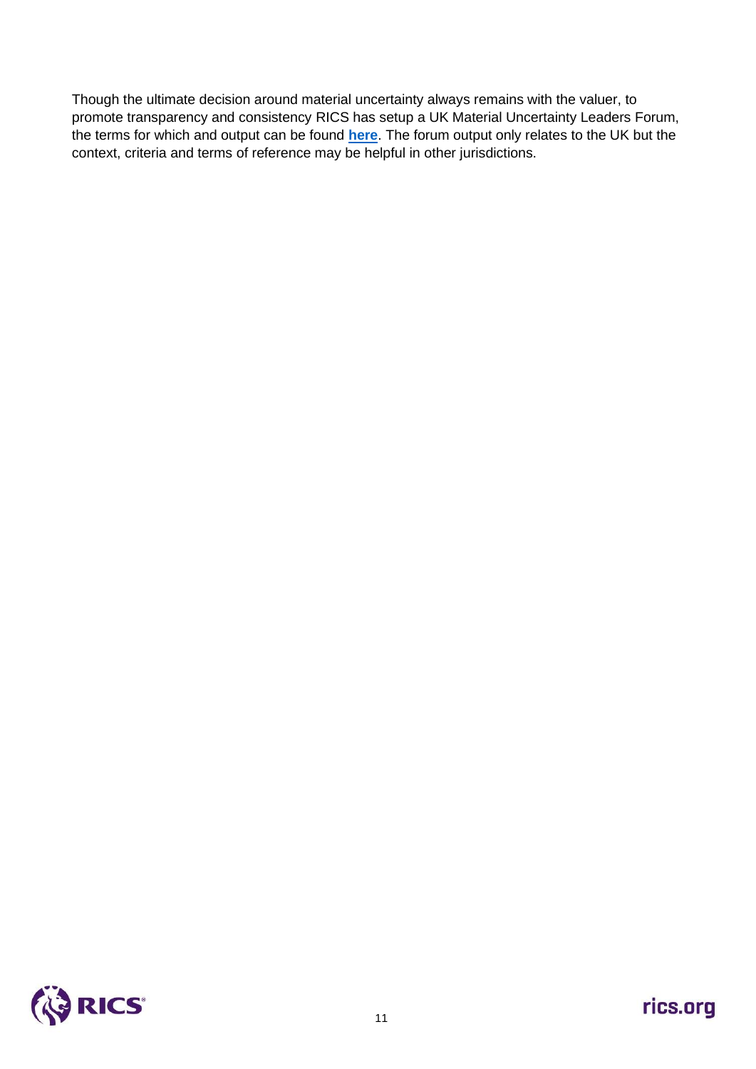Though the ultimate decision around material uncertainty always remains with the valuer, to promote transparency and consistency RICS has setup a UK Material Uncertainty Leaders Forum, the terms for which and output can be found **here**. The forum output only relates to the UK but the context, criteria and terms of reference may be helpful in other jurisdictions.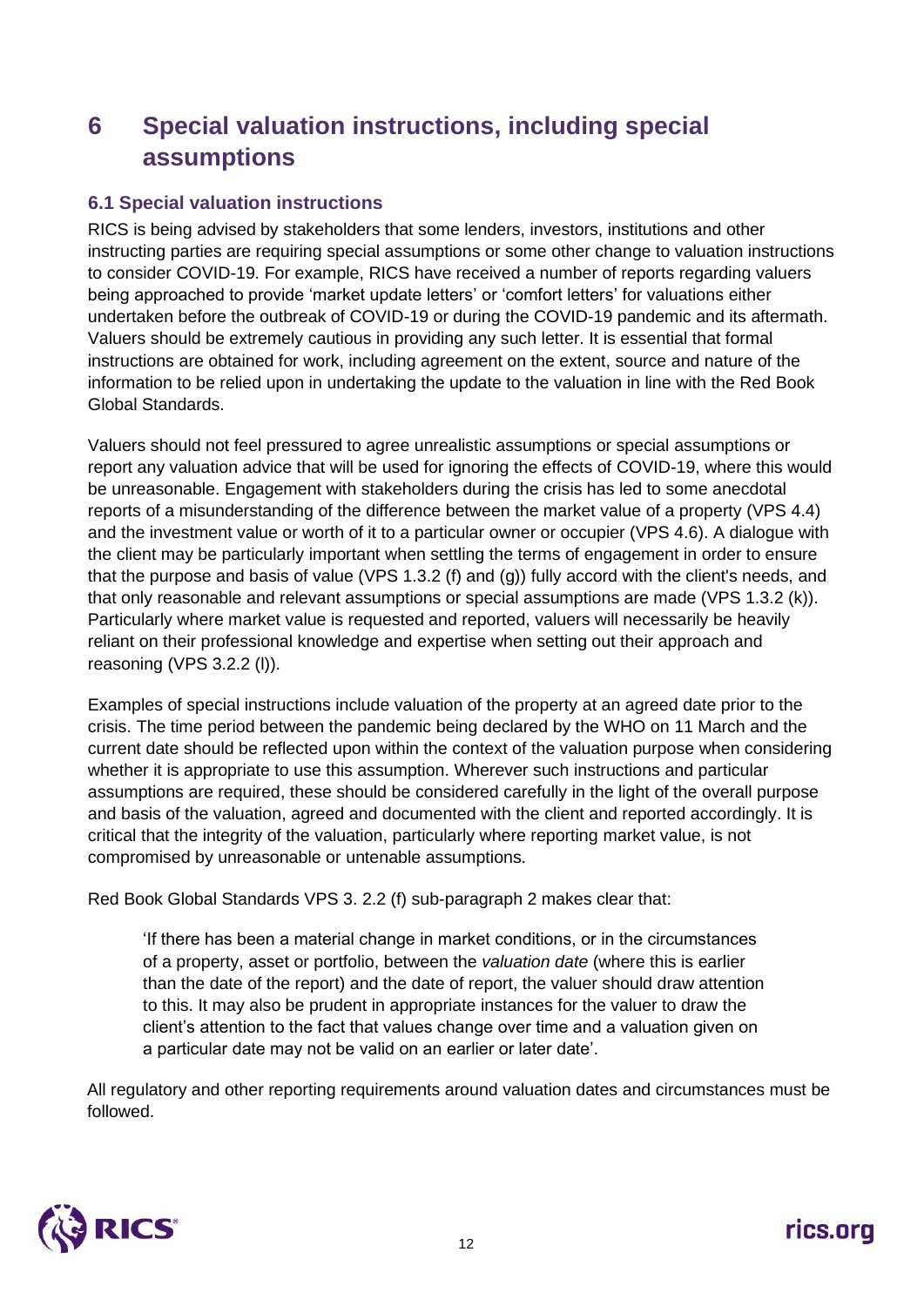# 6 Special valuation instructions, including special assumptions

## 6.1 Special valuation instructions

RICS is being advised by stakeholders that some lenders, investors, institutions and other instructing parties are requiring special assumptions or some other change to valuation instructions to consider COVID-19. For example, RICS have received a number of reports regarding valuers being approached to provide 'market update letters' or 'comfort letters' for valuations either undertaken before the outbreak of COVID-19 or during the COVID-19 pandemic and its aftermath. Valuers should be extremely cautious in providing any such letter. It is essential that formal instructions are obtained for work, including agreement on the extent, source and nature of the information to be relied upon in undertaking the update to the valuation in line with the Red Book Global Standards.

Valuers should not feel pressured to agree unrealistic assumptions or special assumptions or report any valuation advice that will be used for ignoring the effects of COVID-19, where this would be unreasonable. Engagement with stakeholders during the crisis has led to some anecdotal reports of a misunderstanding of the difference between the market value of a property (VPS 4.4) and the investment value or worth of it to a particular owner or occupier (VPS 4.6). A dialogue with the client may be particularly important when settling the terms of engagement in order to ensure that the purpose and basis of value (VPS 1.3.2 (f) and (g)) fully accord with the client's needs, and that only reasonable and relevant assumptions or special assumptions are made (VPS 1.3.2 (k)). Particularly where market value is requested and reported, valuers will necessarily be heavily reliant on their professional knowledge and expertise when setting out their approach and reasoning (VPS 3.2.2 (l)).

Examples of special instructions include valuation of the property at an agreed date prior to the crisis. The time period between the pandemic being declared by the WHO on 11 March and the current date should be reflected upon within the context of the valuation purpose when considering whether it is appropriate to use this assumption. Wherever such instructions and particular assumptions are required, these should be considered carefully in the light of the overall purpose and basis of the valuation, agreed and documented with the client and reported accordingly. It is critical that the integrity of the valuation, particularly where reporting market value, is not compromised by unreasonable or untenable assumptions.

Red Book Global Standards VPS 3. 2.2 (f) sub-paragraph 2 makes clear that:

> 'If there has been a material change in market conditions, or in the circumstances of a property, asset or portfolio, between the *valuation date* (where this is earlier than the date of the report) and the date of report, the valuer should draw attention to this. It may also be prudent in appropriate instances for the valuer to draw the client's attention to the fact that values change over time and a valuation given on a particular date may not be valid on an earlier or later date'.

All regulatory and other reporting requirements around valuation dates and circumstances must be followed.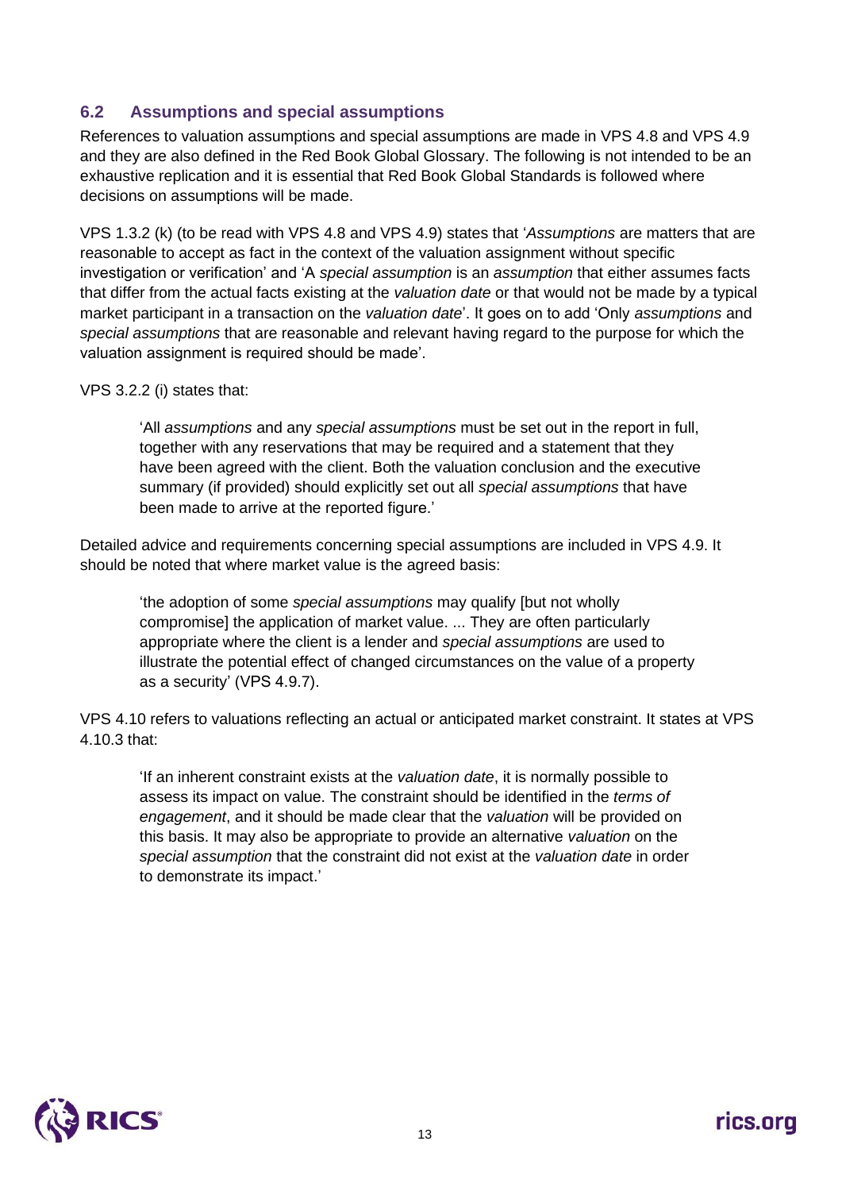## 6.2 Assumptions and special assumptions

References to valuation assumptions and special assumptions are made in VPS 4.8 and VPS 4.9 and they are also defined in the Red Book Global Glossary. The following is not intended to be an exhaustive replication and it is essential that Red Book Global Standards is followed where decisions on assumptions will be made.

VPS 1.3.2 (k) (to be read with VPS 4.8 and VPS 4.9) states that '*Assumptions* are matters that are reasonable to accept as fact in the context of the valuation assignment without specific investigation or verification' and 'A *special assumption* is an *assumption* that either assumes facts that differ from the actual facts existing at the *valuation date* or that would not be made by a typical market participant in a transaction on the *valuation date*'. It goes on to add 'Only *assumptions* and *special assumptions* that are reasonable and relevant having regard to the purpose for which the valuation assignment is required should be made'.

VPS 3.2.2 (i) states that:

> 'All *assumptions* and any *special assumptions* must be set out in the report in full, together with any reservations that may be required and a statement that they have been agreed with the client. Both the valuation conclusion and the executive summary (if provided) should explicitly set out all *special assumptions* that have been made to arrive at the reported figure.'

Detailed advice and requirements concerning special assumptions are included in VPS 4.9. It should be noted that where market value is the agreed basis:

> 'the adoption of some *special assumptions* may qualify [but not wholly compromise] the application of market value. ... They are often particularly appropriate where the client is a lender and *special assumptions* are used to illustrate the potential effect of changed circumstances on the value of a property as a security' (VPS 4.9.7).

VPS 4.10 refers to valuations reflecting an actual or anticipated market constraint. It states at VPS 4.10.3 that:

> 'If an inherent constraint exists at the *valuation date*, it is normally possible to assess its impact on value. The constraint should be identified in the *terms of engagement*, and it should be made clear that the *valuation* will be provided on this basis. It may also be appropriate to provide an alternative *valuation* on the *special assumption* that the constraint did not exist at the *valuation date* in order to demonstrate its impact.'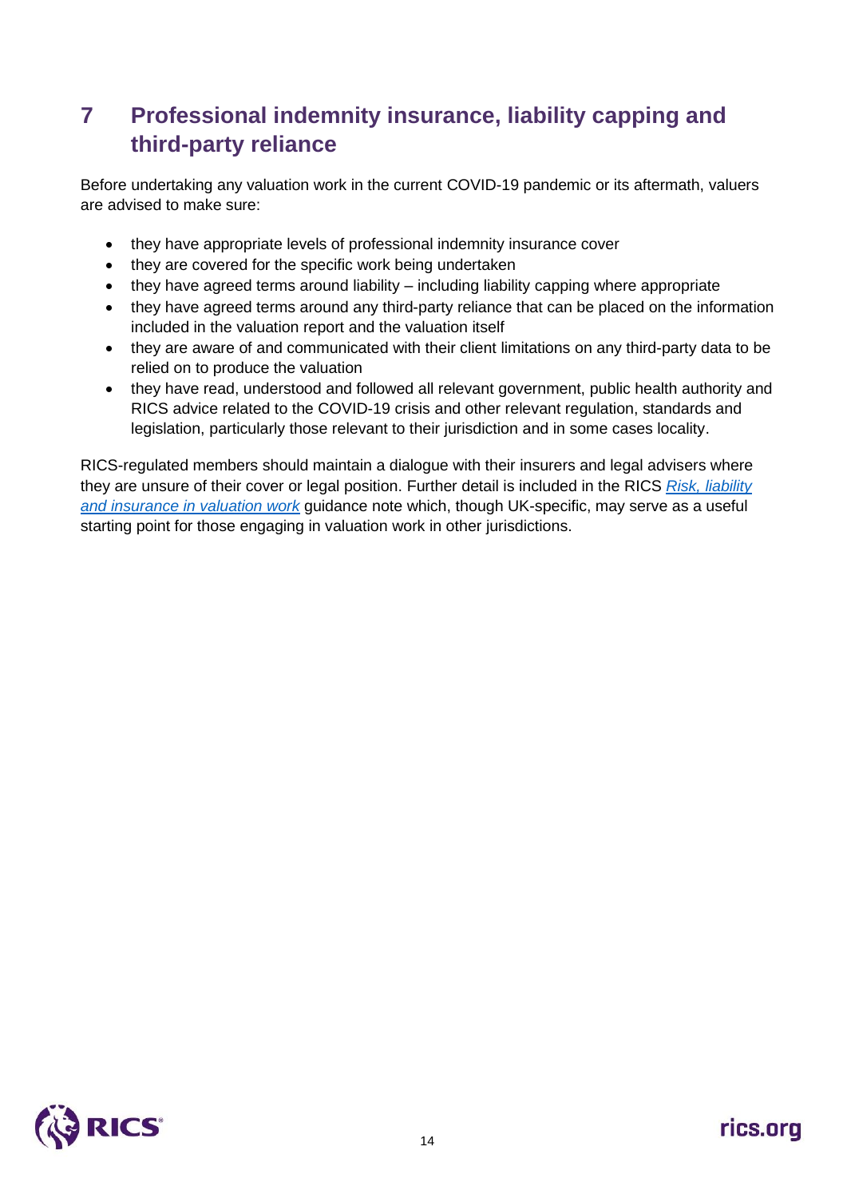## 7 Professional indemnity insurance, liability capping and third-party reliance

Before undertaking any valuation work in the current COVID-19 pandemic or its aftermath, valuers are advised to make sure:

- they have appropriate levels of professional indemnity insurance cover
- they are covered for the specific work being undertaken
- they have agreed terms around liability – including liability capping where appropriate
- they have agreed terms around any third-party reliance that can be placed on the information included in the valuation report and the valuation itself
- they are aware of and communicated with their client limitations on any third-party data to be relied on to produce the valuation
- they have read, understood and followed all relevant government, public health authority and RICS advice related to the COVID-19 crisis and other relevant regulation, standards and legislation, particularly those relevant to their jurisdiction and in some cases locality.

RICS-regulated members should maintain a dialogue with their insurers and legal advisers where they are unsure of their cover or legal position. Further detail is included in the RICS *Risk, liability and insurance in valuation work* guidance note which, though UK-specific, may serve as a useful starting point for those engaging in valuation work in other jurisdictions.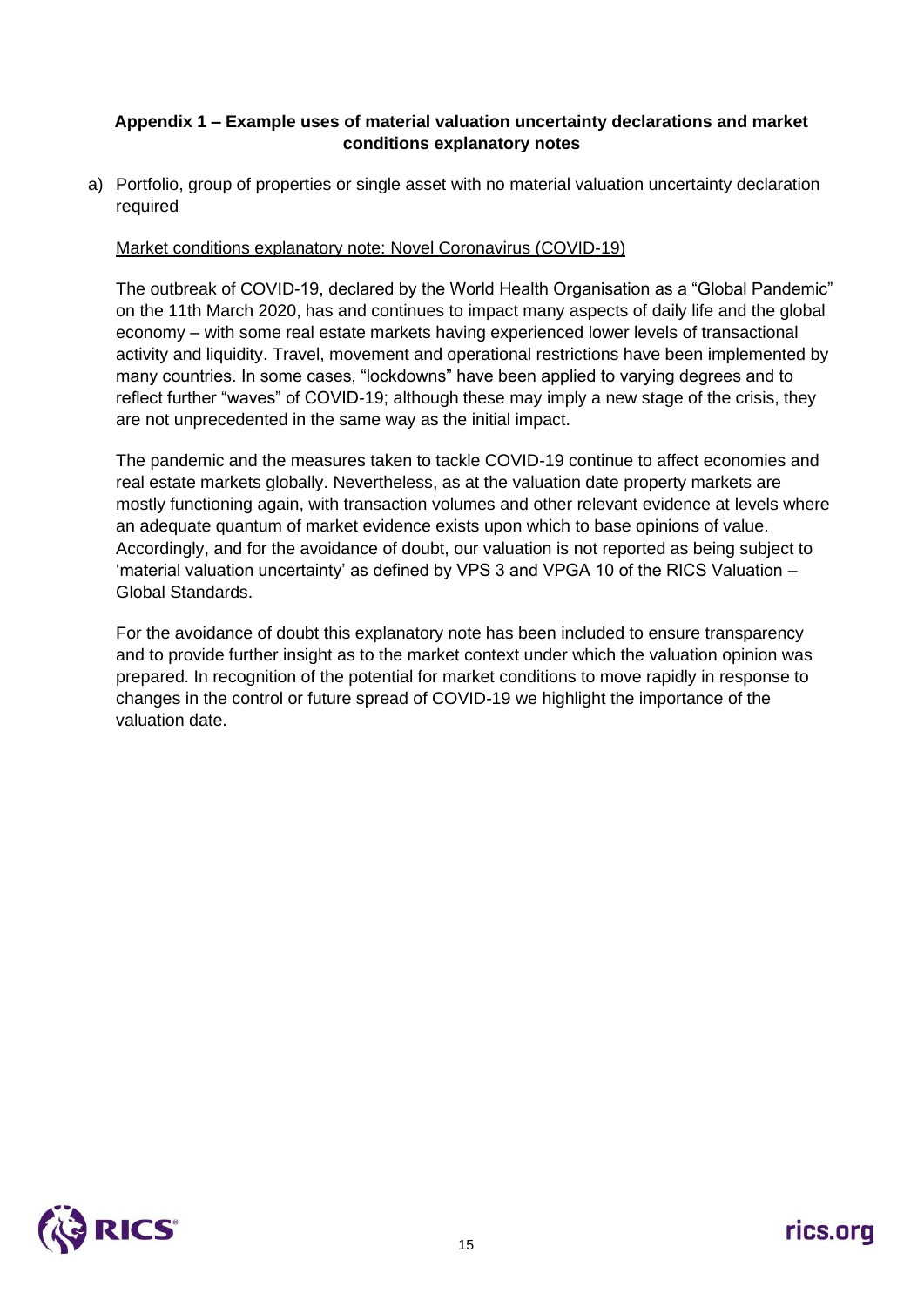**Appendix 1 – Example uses of material valuation uncertainty declarations and market conditions explanatory notes**

a) Portfolio, group of properties or single asset with no material valuation uncertainty declaration required

<u>Market conditions explanatory note: Novel Coronavirus (COVID-19)</u>

The outbreak of COVID-19, declared by the World Health Organisation as a "Global Pandemic" on the 11th March 2020, has and continues to impact many aspects of daily life and the global economy – with some real estate markets having experienced lower levels of transactional activity and liquidity. Travel, movement and operational restrictions have been implemented by many countries. In some cases, "lockdowns" have been applied to varying degrees and to reflect further "waves" of COVID-19; although these may imply a new stage of the crisis, they are not unprecedented in the same way as the initial impact.

The pandemic and the measures taken to tackle COVID-19 continue to affect economies and real estate markets globally. Nevertheless, as at the valuation date property markets are mostly functioning again, with transaction volumes and other relevant evidence at levels where an adequate quantum of market evidence exists upon which to base opinions of value. Accordingly, and for the avoidance of doubt, our valuation is not reported as being subject to 'material valuation uncertainty' as defined by VPS 3 and VPGA 10 of the RICS Valuation – Global Standards.

For the avoidance of doubt this explanatory note has been included to ensure transparency and to provide further insight as to the market context under which the valuation opinion was prepared. In recognition of the potential for market conditions to move rapidly in response to changes in the control or future spread of COVID-19 we highlight the importance of the valuation date.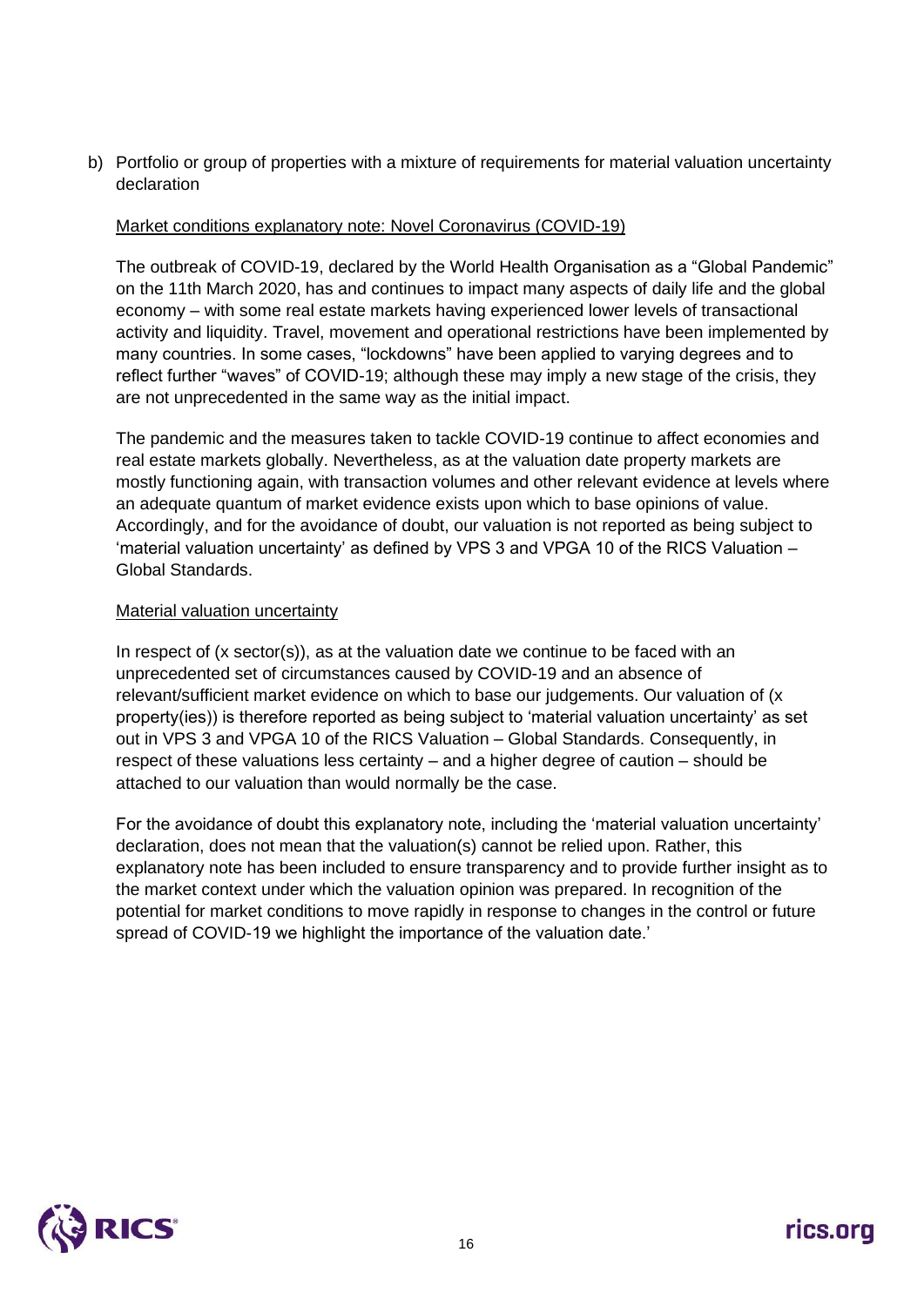b) Portfolio or group of properties with a mixture of requirements for material valuation uncertainty declaration

<u>Market conditions explanatory note: Novel Coronavirus (COVID-19)</u>

The outbreak of COVID-19, declared by the World Health Organisation as a "Global Pandemic" on the 11th March 2020, has and continues to impact many aspects of daily life and the global economy – with some real estate markets having experienced lower levels of transactional activity and liquidity. Travel, movement and operational restrictions have been implemented by many countries. In some cases, "lockdowns" have been applied to varying degrees and to reflect further "waves" of COVID-19; although these may imply a new stage of the crisis, they are not unprecedented in the same way as the initial impact.

The pandemic and the measures taken to tackle COVID-19 continue to affect economies and real estate markets globally. Nevertheless, as at the valuation date property markets are mostly functioning again, with transaction volumes and other relevant evidence at levels where an adequate quantum of market evidence exists upon which to base opinions of value. Accordingly, and for the avoidance of doubt, our valuation is not reported as being subject to 'material valuation uncertainty' as defined by VPS 3 and VPGA 10 of the RICS Valuation – Global Standards.

<u>Material valuation uncertainty</u>

In respect of (x sector(s)), as at the valuation date we continue to be faced with an unprecedented set of circumstances caused by COVID-19 and an absence of relevant/sufficient market evidence on which to base our judgements. Our valuation of (x property(ies)) is therefore reported as being subject to 'material valuation uncertainty' as set out in VPS 3 and VPGA 10 of the RICS Valuation – Global Standards. Consequently, in respect of these valuations less certainty – and a higher degree of caution – should be attached to our valuation than would normally be the case.

For the avoidance of doubt this explanatory note, including the 'material valuation uncertainty' declaration, does not mean that the valuation(s) cannot be relied upon. Rather, this explanatory note has been included to ensure transparency and to provide further insight as to the market context under which the valuation opinion was prepared. In recognition of the potential for market conditions to move rapidly in response to changes in the control or future spread of COVID-19 we highlight the importance of the valuation date.'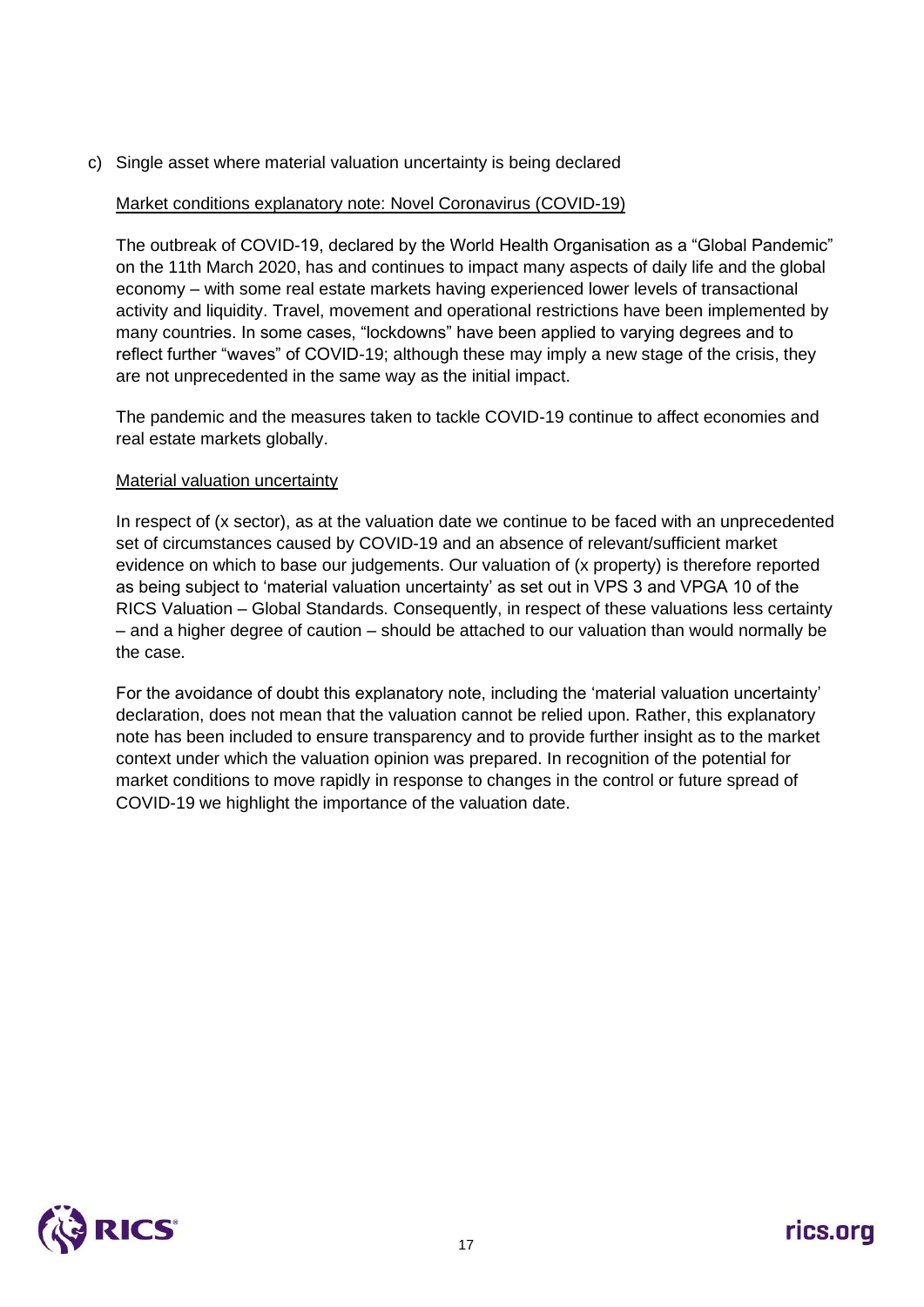c) Single asset where material valuation uncertainty is being declared

Market conditions explanatory note: Novel Coronavirus (COVID-19)

The outbreak of COVID-19, declared by the World Health Organisation as a "Global Pandemic" on the 11th March 2020, has and continues to impact many aspects of daily life and the global economy – with some real estate markets having experienced lower levels of transactional activity and liquidity. Travel, movement and operational restrictions have been implemented by many countries. In some cases, "lockdowns" have been applied to varying degrees and to reflect further "waves" of COVID-19; although these may imply a new stage of the crisis, they are not unprecedented in the same way as the initial impact.

The pandemic and the measures taken to tackle COVID-19 continue to affect economies and real estate markets globally.

Material valuation uncertainty

In respect of (x sector), as at the valuation date we continue to be faced with an unprecedented set of circumstances caused by COVID-19 and an absence of relevant/sufficient market evidence on which to base our judgements. Our valuation of (x property) is therefore reported as being subject to 'material valuation uncertainty' as set out in VPS 3 and VPGA 10 of the RICS Valuation – Global Standards. Consequently, in respect of these valuations less certainty – and a higher degree of caution – should be attached to our valuation than would normally be the case.

For the avoidance of doubt this explanatory note, including the 'material valuation uncertainty' declaration, does not mean that the valuation cannot be relied upon. Rather, this explanatory note has been included to ensure transparency and to provide further insight as to the market context under which the valuation opinion was prepared. In recognition of the potential for market conditions to move rapidly in response to changes in the control or future spread of COVID-19 we highlight the importance of the valuation date.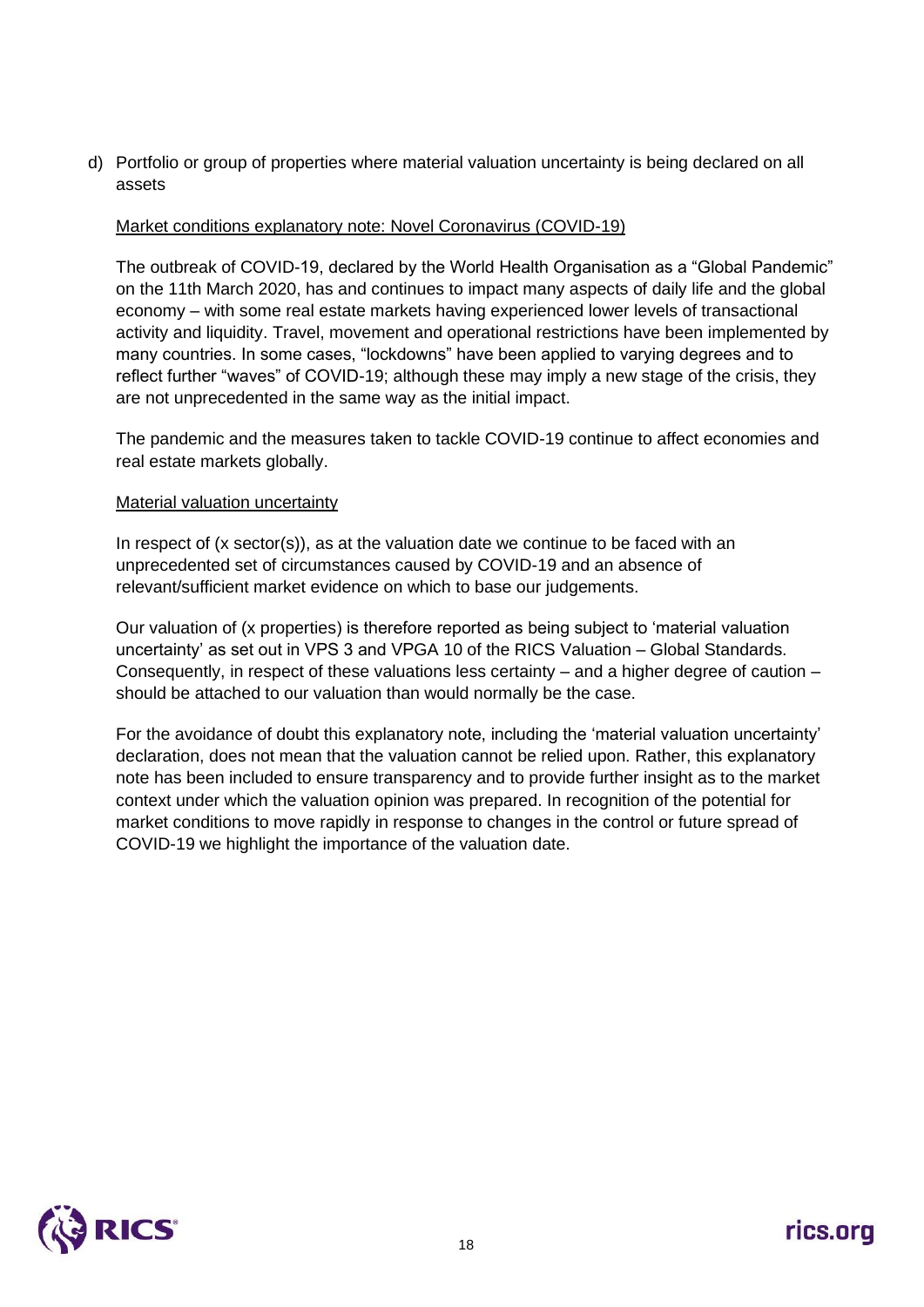d) Portfolio or group of properties where material valuation uncertainty is being declared on all assets

<u>Market conditions explanatory note: Novel Coronavirus (COVID-19)</u>

The outbreak of COVID-19, declared by the World Health Organisation as a "Global Pandemic" on the 11th March 2020, has and continues to impact many aspects of daily life and the global economy – with some real estate markets having experienced lower levels of transactional activity and liquidity. Travel, movement and operational restrictions have been implemented by many countries. In some cases, "lockdowns" have been applied to varying degrees and to reflect further "waves" of COVID-19; although these may imply a new stage of the crisis, they are not unprecedented in the same way as the initial impact.

The pandemic and the measures taken to tackle COVID-19 continue to affect economies and real estate markets globally.

<u>Material valuation uncertainty</u>

In respect of (x sector(s)), as at the valuation date we continue to be faced with an unprecedented set of circumstances caused by COVID-19 and an absence of relevant/sufficient market evidence on which to base our judgements.

Our valuation of (x properties) is therefore reported as being subject to 'material valuation uncertainty' as set out in VPS 3 and VPGA 10 of the RICS Valuation – Global Standards. Consequently, in respect of these valuations less certainty – and a higher degree of caution – should be attached to our valuation than would normally be the case.

For the avoidance of doubt this explanatory note, including the 'material valuation uncertainty' declaration, does not mean that the valuation cannot be relied upon. Rather, this explanatory note has been included to ensure transparency and to provide further insight as to the market context under which the valuation opinion was prepared. In recognition of the potential for market conditions to move rapidly in response to changes in the control or future spread of COVID-19 we highlight the importance of the valuation date.